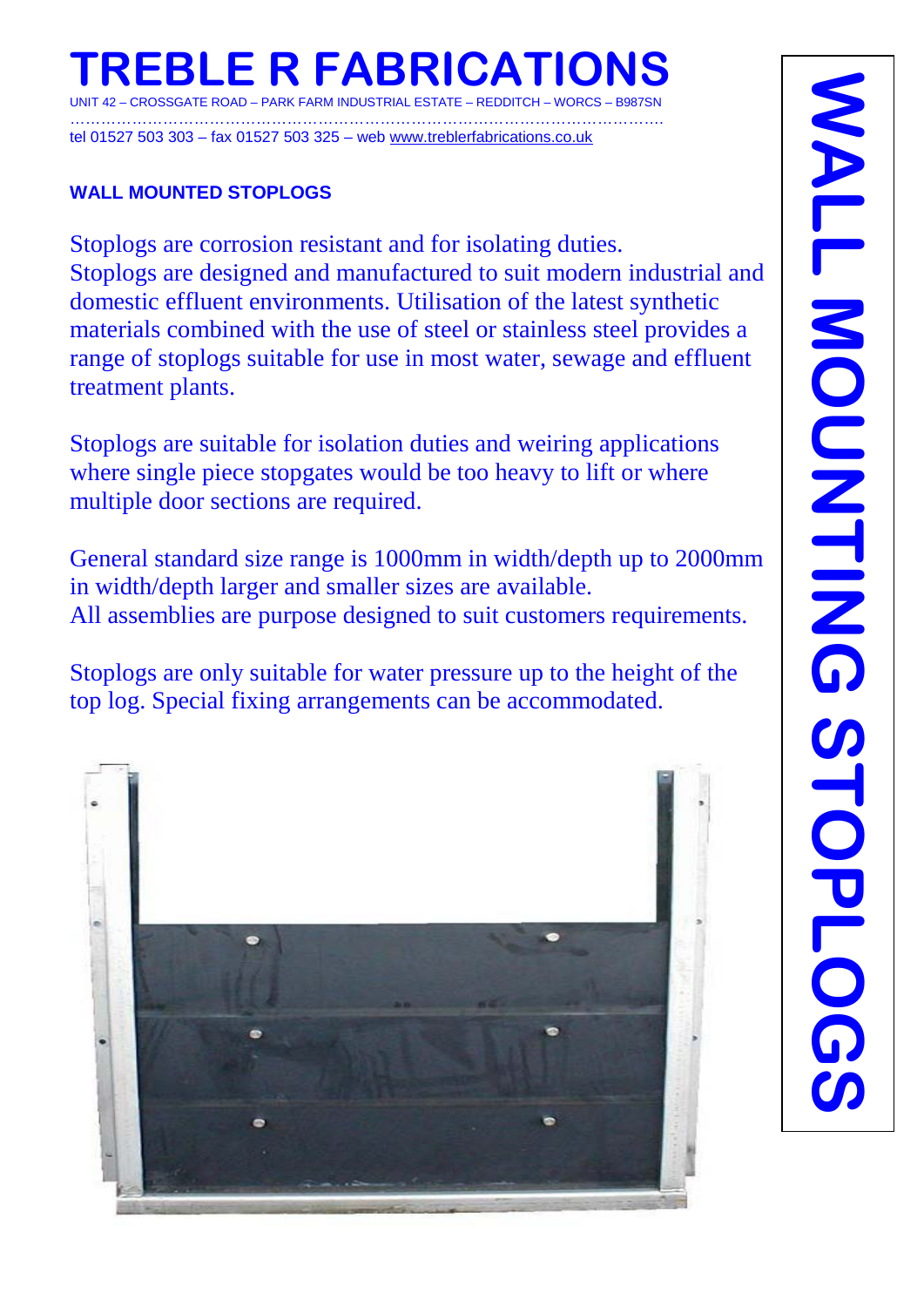# TREBLE R FABRICATIONS

UNIT 42 – CROSSGATE ROAD – PARK FARM INDUSTRIAL ESTATE – REDDITCH – WORCS – B987SN

tel 01527 503 303 – fax 01527 503 325 – web www.treblerfabrications.co.uk

**WALL MOUNTED STOPLOGS**

Stoplogs are corrosion resistant and for isolating duties.
Stoplogs are designed and manufactured to suit modern industrial and domestic effluent environments. Utilisation of the latest synthetic materials combined with the use of steel or stainless steel provides a range of stoplogs suitable for use in most water, sewage and effluent treatment plants.

Stoplogs are suitable for isolation duties and weiring applications where single piece stopgates would be too heavy to lift or where multiple door sections are required.

General standard size range is 1000mm in width/depth up to 2000mm in width/depth larger and smaller sizes are available.
All assemblies are purpose designed to suit customers requirements.

Stoplogs are only suitable for water pressure up to the height of the top log. Special fixing arrangements can be accommodated.

**WALL MOUNTING STOPLOGS**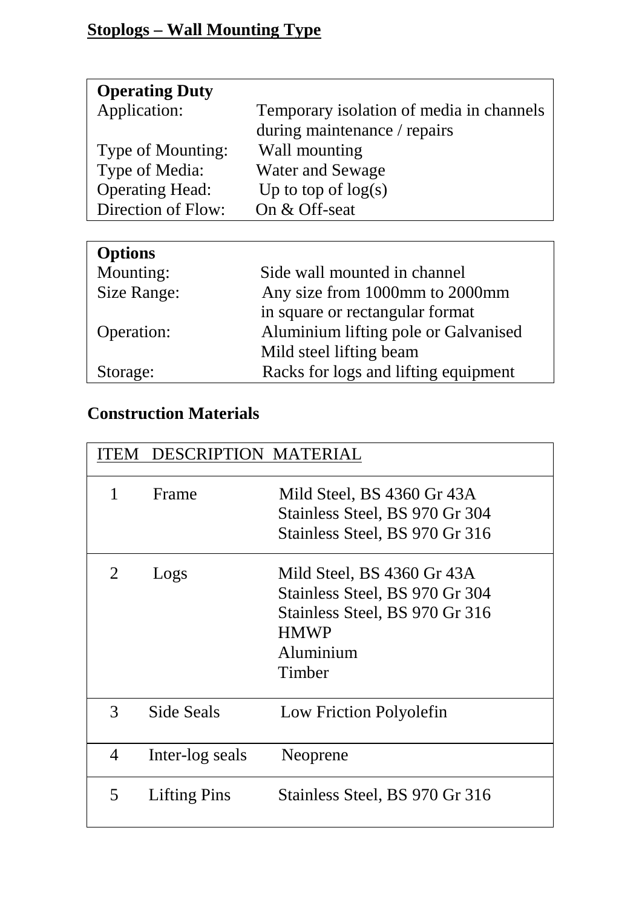# Stoplogs – Wall Mounting Type

| **Operating Duty** | |
|---|---|
| Application: | Temporary isolation of media in channels during maintenance / repairs |
| Type of Mounting: | Wall mounting |
| Type of Media: | Water and Sewage |
| Operating Head: | Up to top of log(s) |
| Direction of Flow: | On & Off-seat |

| **Options** | |
|---|---|
| Mounting: | Side wall mounted in channel |
| Size Range: | Any size from 1000mm to 2000mm in square or rectangular format |
| Operation: | Aluminium lifting pole or Galvanised Mild steel lifting beam |
| Storage: | Racks for logs and lifting equipment |

## Construction Materials

| ITEM | DESCRIPTION | MATERIAL |
|---|---|---|
| 1 | Frame | Mild Steel, BS 4360 Gr 43A<br>Stainless Steel, BS 970 Gr 304<br>Stainless Steel, BS 970 Gr 316 |
| 2 | Logs | Mild Steel, BS 4360 Gr 43A<br>Stainless Steel, BS 970 Gr 304<br>Stainless Steel, BS 970 Gr 316<br>HMWP<br>Aluminium<br>Timber |
| 3 | Side Seals | Low Friction Polyolefin |
| 4 | Inter-log seals | Neoprene |
| 5 | Lifting Pins | Stainless Steel, BS 970 Gr 316 |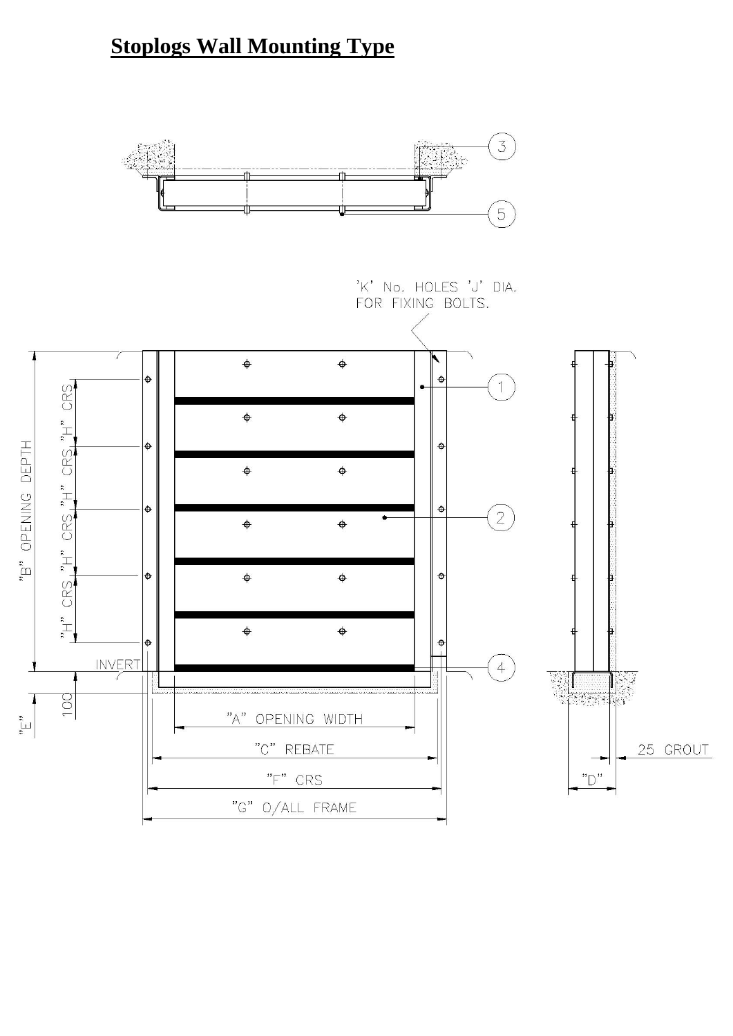# Stoplogs Wall Mounting Type

'K' No. HOLES 'J' DIA. FOR FIXING BOLTS.

"B" OPENING DEPTH

"H" CRS "H" CRS "H" CRS "H" CRS

INVERT

100

"E"

"A" OPENING WIDTH

"C" REBATE

"F" CRS

"G" O/ALL FRAME

25 GROUT

"D"

1 2 3 4 5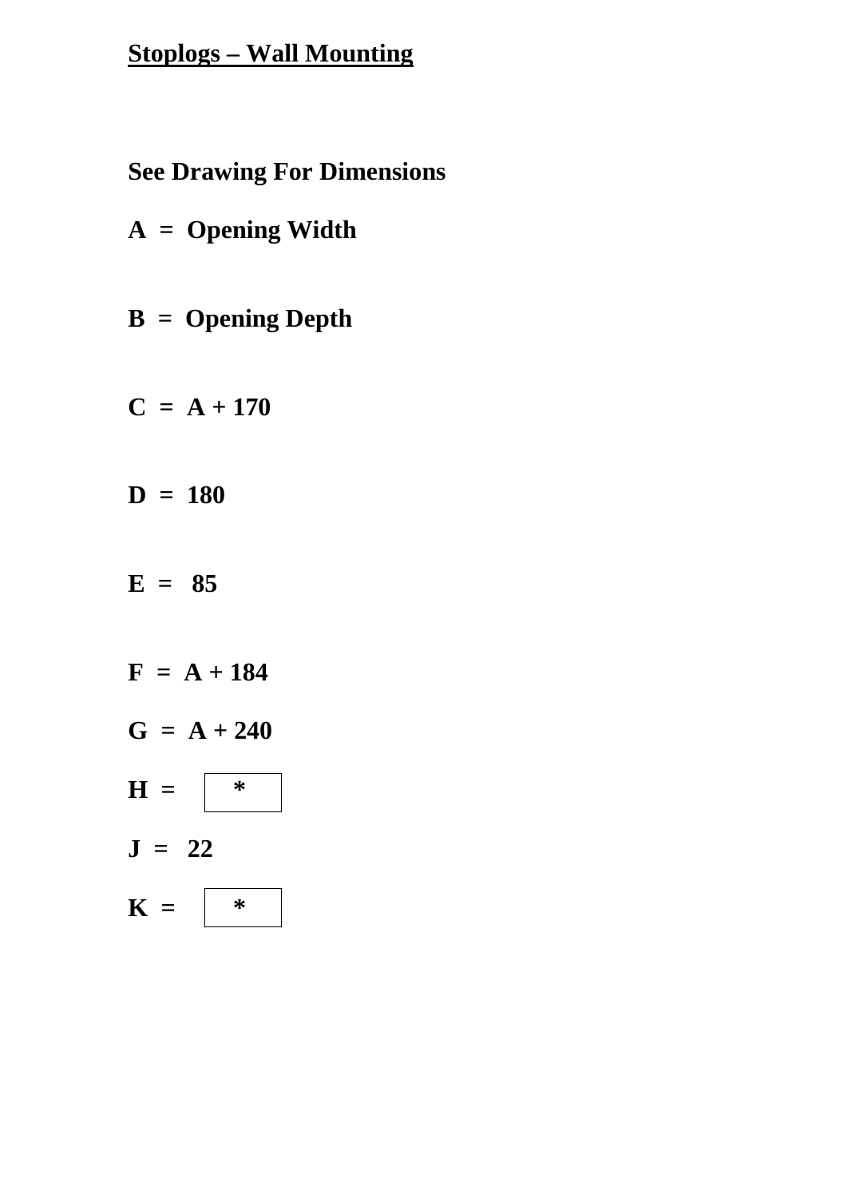## Stoplogs – Wall Mounting

**See Drawing For Dimensions**

**A = Opening Width**

**B = Opening Depth**

**C = A + 170**

**D = 180**

**E = 85**

**F = A + 184**

**G = A + 240**

**H = ***

**J = 22**

**K = ***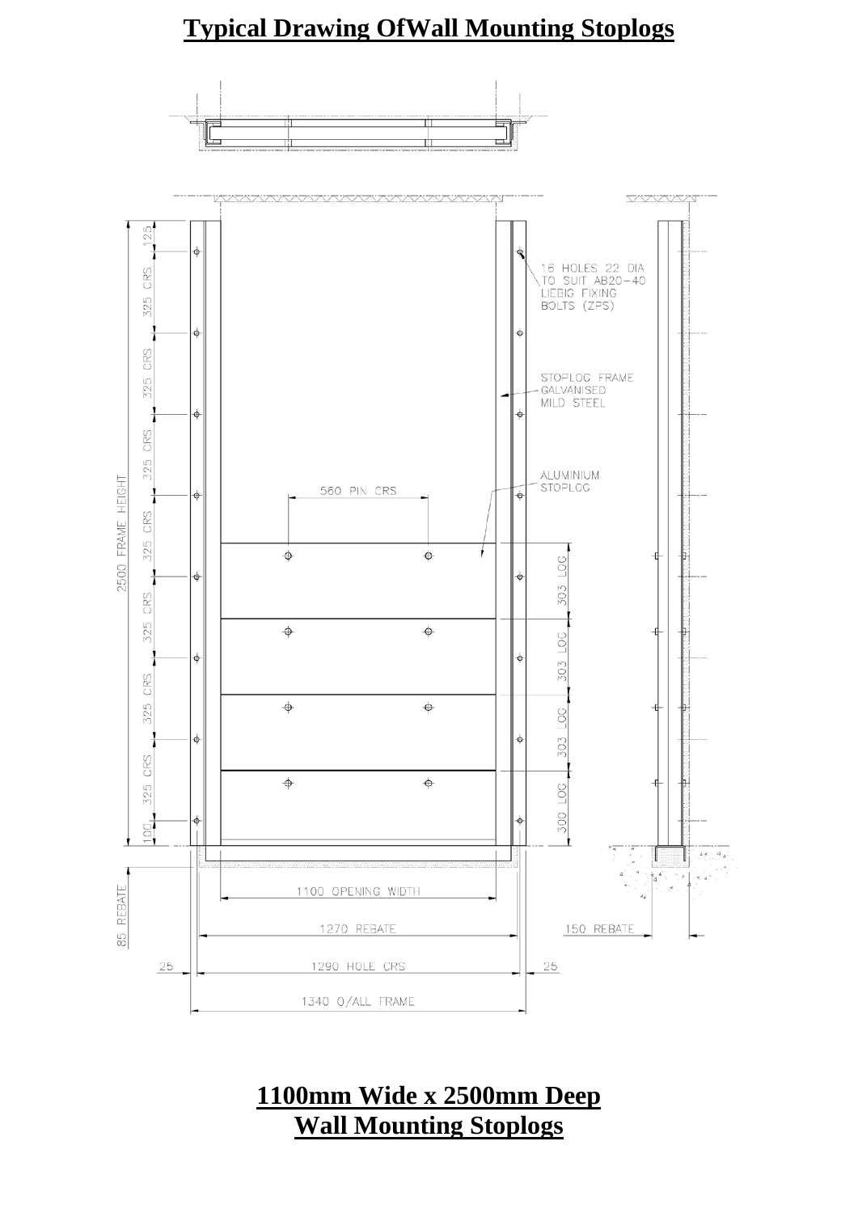# Typical Drawing OfWall Mounting Stoplogs

125

325 CRS

325 CRS

325 CRS

325 CRS

325 CRS

325 CRS

325 CRS

100

2500 FRAME HEIGHT

16 HOLES 22 DIA TO SUIT AB20-40 LIEBIG FIXING BOLTS (ZPS)

STOPLOG FRAME GALVANISED MILD STEEL

ALUMINIUM STOPLOG

560 PIN CRS

303 LOG

303 LOG

303 LOG

300 LOG

85 REBATE

1100 OPENING WIDTH

1270 REBATE

150 REBATE

25

1290 HOLE CRS

25

1340 O/ALL FRAME

## 1100mm Wide x 2500mm Deep Wall Mounting Stoplogs